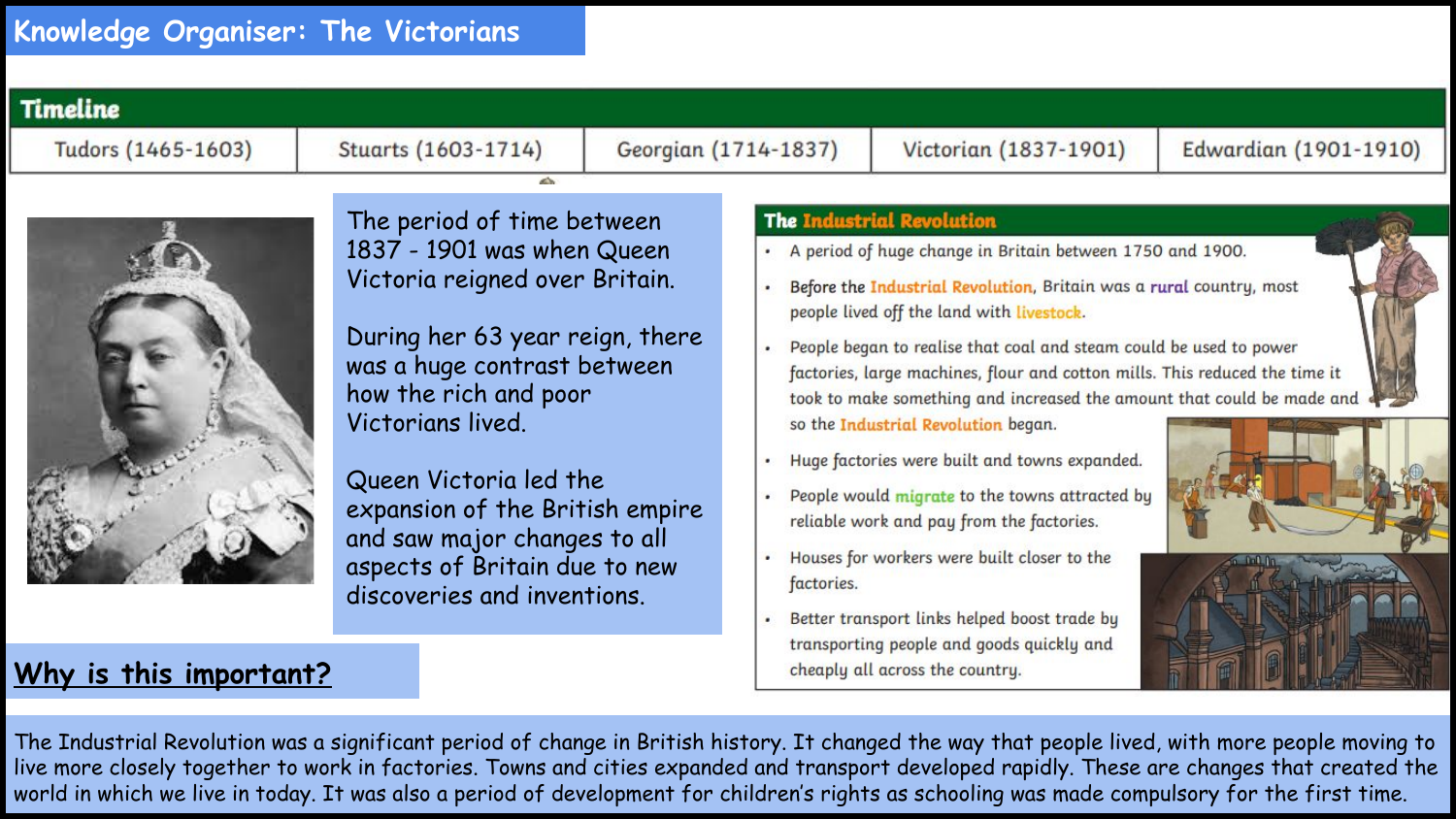# Knowledge Organiser: The Victorians

## Timeline

| Tudors (1465-1603) | Stuarts (1603-1714) | Georgian (1714-1837) | Victorian (1837-1901) | Edwardian (1901-1910) |
| --- | --- | --- | --- | --- |

The period of time between 1837 - 1901 was when Queen Victoria reigned over Britain.

During her 63 year reign, there was a huge contrast between how the rich and poor Victorians lived.

Queen Victoria led the expansion of the British empire and saw major changes to all aspects of Britain due to new discoveries and inventions.

## The Industrial Revolution

- A period of huge change in Britain between 1750 and 1900.
- Before the Industrial Revolution, Britain was a rural country, most people lived off the land with livestock.
- People began to realise that coal and steam could be used to power factories, large machines, flour and cotton mills. This reduced the time it took to make something and increased the amount that could be made and so the Industrial Revolution began.
- Huge factories were built and towns expanded.
- People would migrate to the towns attracted by reliable work and pay from the factories.
- Houses for workers were built closer to the factories.
- Better transport links helped boost trade by transporting people and goods quickly and cheaply all across the country.

## Why is this important?

The Industrial Revolution was a significant period of change in British history. It changed the way that people lived, with more people moving to live more closely together to work in factories. Towns and cities expanded and transport developed rapidly. These are changes that created the world in which we live in today. It was also a period of development for children's rights as schooling was made compulsory for the first time.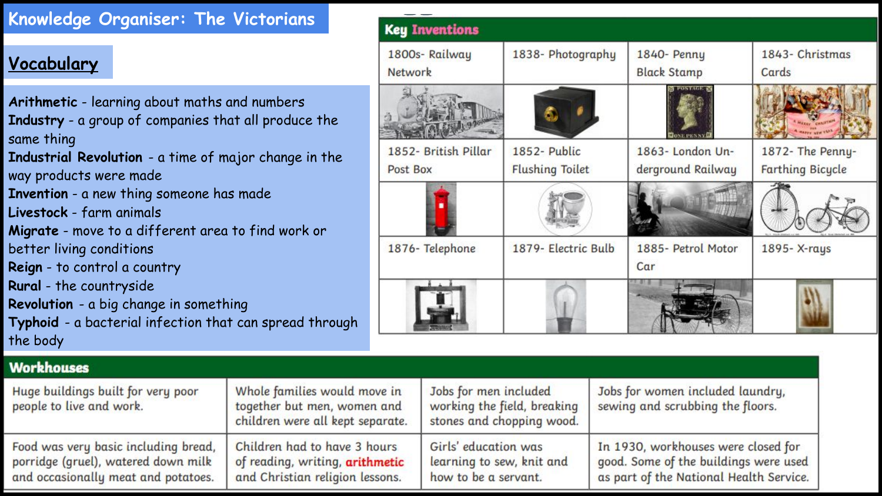# Knowledge Organiser: The Victorians

## Vocabulary

**Arithmetic** - learning about maths and numbers
**Industry** - a group of companies that all produce the same thing
**Industrial Revolution** - a time of major change in the way products were made
**Invention** - a new thing someone has made
**Livestock** - farm animals
**Migrate** - move to a different area to find work or better living conditions
**Reign** - to control a country
**Rural** - the countryside
**Revolution** - a big change in something
**Typhoid** - a bacterial infection that can spread through the body

## Key Inventions

| | | | |
|---|---|---|---|
| 1800s- Railway Network | 1838- Photography | 1840- Penny Black Stamp | 1843- Christmas Cards |
| 1852- British Pillar Post Box | 1852- Public Flushing Toilet | 1863- London Underground Railway | 1872- The Penny-Farthing Bicycle |
| 1876- Telephone | 1879- Electric Bulb | 1885- Petrol Motor Car | 1895- X-rays |

## Workhouses

| | | | |
|---|---|---|---|
| Huge buildings built for very poor people to live and work. | Whole families would move in together but men, women and children were all kept separate. | Jobs for men included working the field, breaking stones and chopping wood. | Jobs for women included laundry, sewing and scrubbing the floors. |
| Food was very basic including bread, porridge (gruel), watered down milk and occasionally meat and potatoes. | Children had to have 3 hours of reading, writing, **arithmetic** and Christian religion lessons. | Girls' education was learning to sew, knit and how to be a servant. | In 1930, workhouses were closed for good. Some of the buildings were used as part of the National Health Service. |